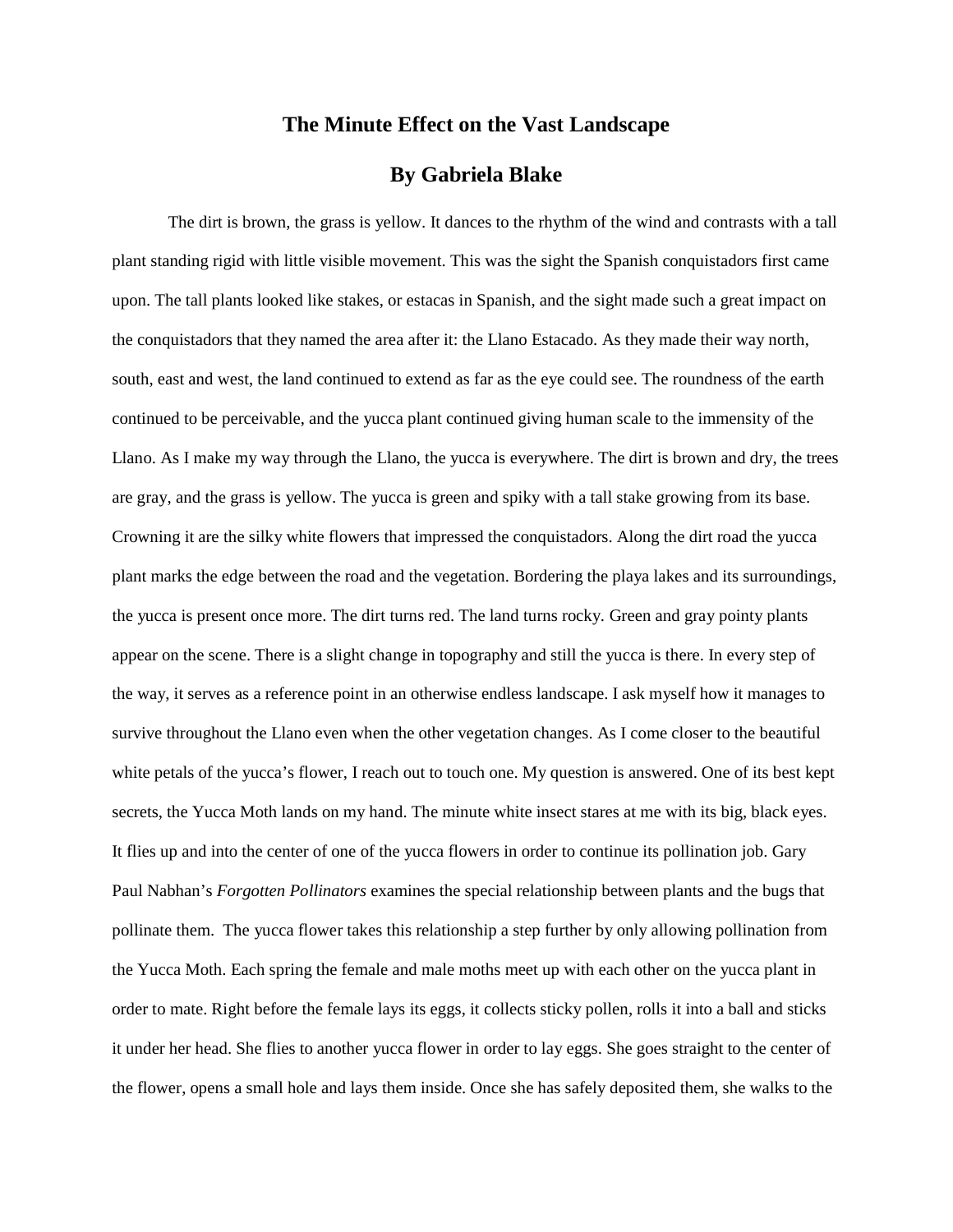# The Minute Effect on the Vast Landscape

## By Gabriela Blake

The dirt is brown, the grass is yellow. It dances to the rhythm of the wind and contrasts with a tall plant standing rigid with little visible movement. This was the sight the Spanish conquistadors first came upon. The tall plants looked like stakes, or estacas in Spanish, and the sight made such a great impact on the conquistadors that they named the area after it: the Llano Estacado. As they made their way north, south, east and west, the land continued to extend as far as the eye could see. The roundness of the earth continued to be perceivable, and the yucca plant continued giving human scale to the immensity of the Llano. As I make my way through the Llano, the yucca is everywhere. The dirt is brown and dry, the trees are gray, and the grass is yellow. The yucca is green and spiky with a tall stake growing from its base. Crowning it are the silky white flowers that impressed the conquistadors. Along the dirt road the yucca plant marks the edge between the road and the vegetation. Bordering the playa lakes and its surroundings, the yucca is present once more. The dirt turns red. The land turns rocky. Green and gray pointy plants appear on the scene. There is a slight change in topography and still the yucca is there. In every step of the way, it serves as a reference point in an otherwise endless landscape. I ask myself how it manages to survive throughout the Llano even when the other vegetation changes. As I come closer to the beautiful white petals of the yucca's flower, I reach out to touch one. My question is answered. One of its best kept secrets, the Yucca Moth lands on my hand. The minute white insect stares at me with its big, black eyes. It flies up and into the center of one of the yucca flowers in order to continue its pollination job. Gary Paul Nabhan's *Forgotten Pollinators* examines the special relationship between plants and the bugs that pollinate them. The yucca flower takes this relationship a step further by only allowing pollination from the Yucca Moth. Each spring the female and male moths meet up with each other on the yucca plant in order to mate. Right before the female lays its eggs, it collects sticky pollen, rolls it into a ball and sticks it under her head. She flies to another yucca flower in order to lay eggs. She goes straight to the center of the flower, opens a small hole and lays them inside. Once she has safely deposited them, she walks to the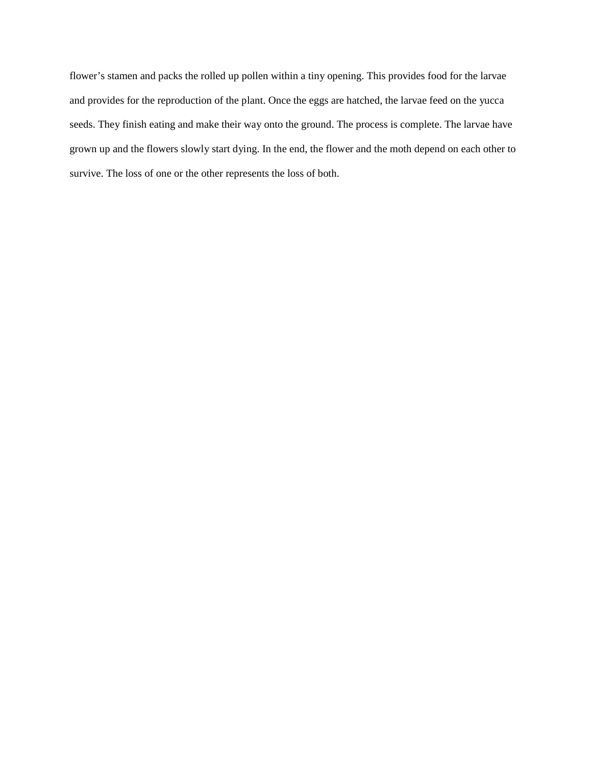flower's stamen and packs the rolled up pollen within a tiny opening. This provides food for the larvae and provides for the reproduction of the plant. Once the eggs are hatched, the larvae feed on the yucca seeds. They finish eating and make their way onto the ground. The process is complete. The larvae have grown up and the flowers slowly start dying. In the end, the flower and the moth depend on each other to survive. The loss of one or the other represents the loss of both.